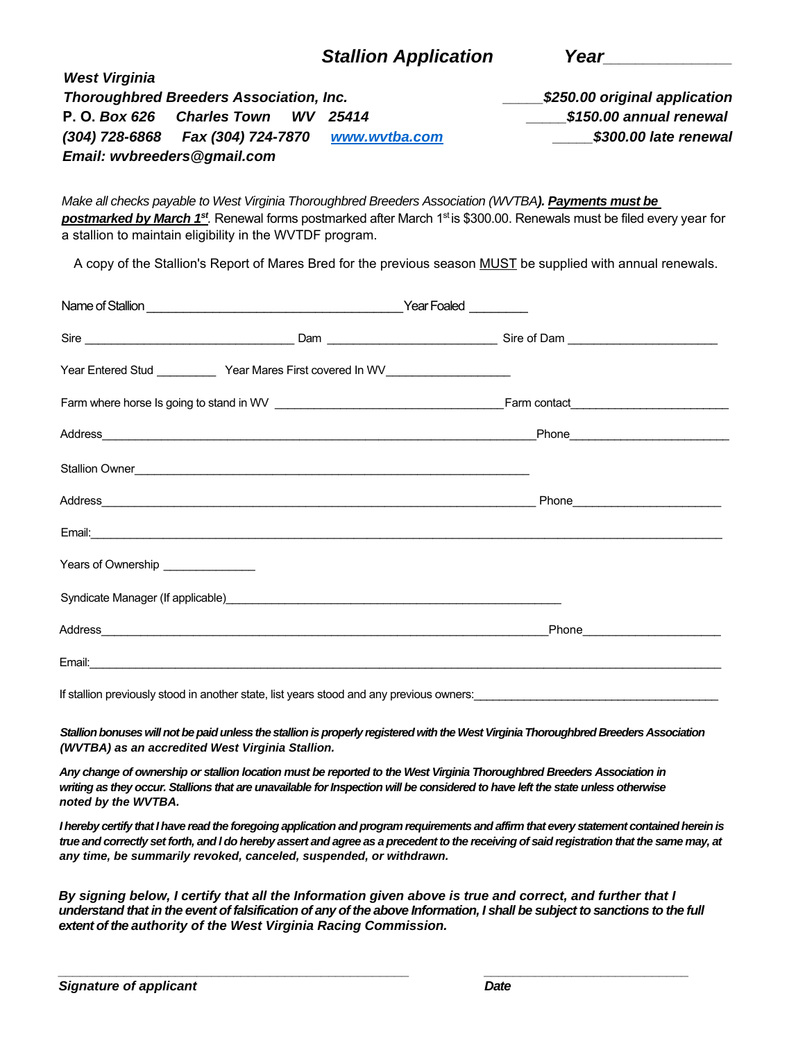# *Stallion Application* *Year____________*

***West Virginia***
***Thoroughbred Breeders Association, Inc.***
**P. O.** ***Box 626 Charles Town WV 25414***
***(304) 728-6868 Fax (304) 724-7870 [www.wvtba.com](http://www.wvtba.com)***
***Email: wvbreeders@gmail.com***

***_____$250.00 original application***
***_____$150.00 annual renewal***
***_____$300.00 late renewal***

*Make all checks payable to West Virginia Thoroughbred Breeders Association (WVTBA)****). Payments must be postmarked by March 1st****.* Renewal forms postmarked after March 1st is $300.00. Renewals must be filed every year for a stallion to maintain eligibility in the WVTDF program.

A copy of the Stallion's Report of Mares Bred for the previous season MUST be supplied with annual renewals.

Name of Stallion ____________________________________ Year Foaled ________

Sire ______________________________ Dam ________________________ Sire of Dam _____________________

Year Entered Stud _________ Year Mares First covered In WV__________________

Farm where horse Is going to stand in WV _________________________________Farm contact_______________________

Address_____________________________________________________________Phone_______________________

Stallion Owner_______________________________________________________

Address_____________________________________________________________ Phone______________________

Email:_____________________________________________________________________________________

Years of Ownership ______________

Syndicate Manager (If applicable)________________________________________________

Address_____________________________________________________________Phone____________________

Email:_____________________________________________________________________________________

If stallion previously stood in another state, list years stood and any previous owners:_____________________________________

***Stallion bonuses will not be paid unless the stallion is properly registered with the West Virginia Thoroughbred Breeders Association (WVTBA) as an accredited West Virginia Stallion.***

***Any change of ownership or stallion location must be reported to the West Virginia Thoroughbred Breeders Association in writing as they occur. Stallions that are unavailable for Inspection will be considered to have left the state unless otherwise noted by the WVTBA.***

***I hereby certify that I have read the foregoing application and program requirements and affirm that every statement contained herein is true and correctly set forth, and I do hereby assert and agree as a precedent to the receiving of said registration that the same may, at any time, be summarily revoked, canceled, suspended, or withdrawn.***

***By signing below, I certify that all the Information given above is true and correct, and further that I understand that in the event of falsification of any of the above Information, I shall be subject to sanctions to the full extent of the authority of the West Virginia Racing Commission.***

______________________________________________ ___________________________

***Signature of applicant*** ***Date***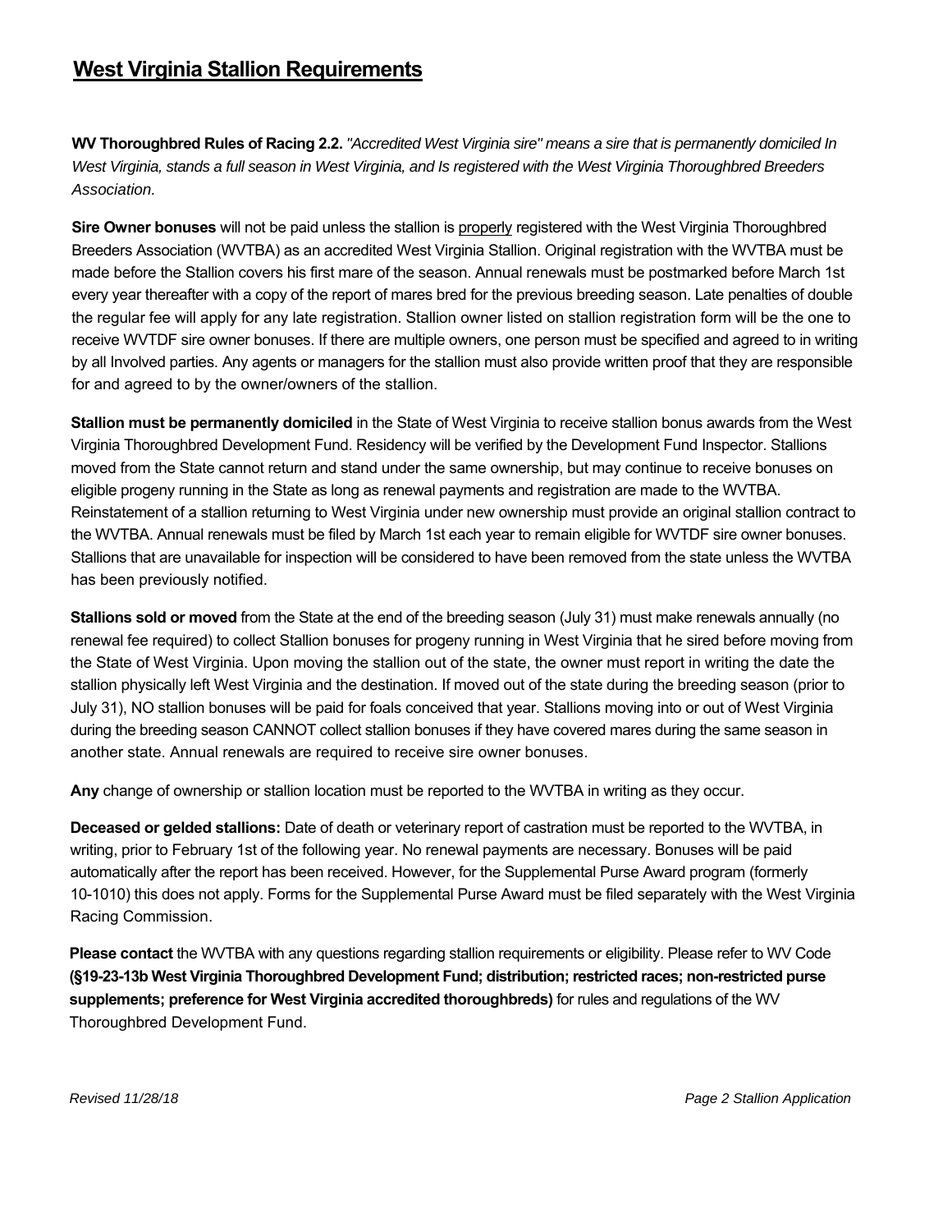# West Virginia Stallion Requirements

**WV Thoroughbred Rules of Racing 2.2.** *"Accredited West Virginia sire" means a sire that is permanently domiciled In West Virginia, stands a full season in West Virginia, and Is registered with the West Virginia Thoroughbred Breeders Association.*

**Sire Owner bonuses** will not be paid unless the stallion is properly registered with the West Virginia Thoroughbred Breeders Association (WVTBA) as an accredited West Virginia Stallion. Original registration with the WVTBA must be made before the Stallion covers his first mare of the season. Annual renewals must be postmarked before March 1st every year thereafter with a copy of the report of mares bred for the previous breeding season. Late penalties of double the regular fee will apply for any late registration. Stallion owner listed on stallion registration form will be the one to receive WVTDF sire owner bonuses. If there are multiple owners, one person must be specified and agreed to in writing by all Involved parties. Any agents or managers for the stallion must also provide written proof that they are responsible for and agreed to by the owner/owners of the stallion.

**Stallion must be permanently domiciled** in the State of West Virginia to receive stallion bonus awards from the West Virginia Thoroughbred Development Fund. Residency will be verified by the Development Fund Inspector. Stallions moved from the State cannot return and stand under the same ownership, but may continue to receive bonuses on eligible progeny running in the State as long as renewal payments and registration are made to the WVTBA. Reinstatement of a stallion returning to West Virginia under new ownership must provide an original stallion contract to the WVTBA. Annual renewals must be filed by March 1st each year to remain eligible for WVTDF sire owner bonuses. Stallions that are unavailable for inspection will be considered to have been removed from the state unless the WVTBA has been previously notified.

**Stallions sold or moved** from the State at the end of the breeding season (July 31) must make renewals annually (no renewal fee required) to collect Stallion bonuses for progeny running in West Virginia that he sired before moving from the State of West Virginia. Upon moving the stallion out of the state, the owner must report in writing the date the stallion physically left West Virginia and the destination. If moved out of the state during the breeding season (prior to July 31), NO stallion bonuses will be paid for foals conceived that year. Stallions moving into or out of West Virginia during the breeding season CANNOT collect stallion bonuses if they have covered mares during the same season in another state. Annual renewals are required to receive sire owner bonuses.

**Any** change of ownership or stallion location must be reported to the WVTBA in writing as they occur.

**Deceased or gelded stallions:** Date of death or veterinary report of castration must be reported to the WVTBA, in writing, prior to February 1st of the following year. No renewal payments are necessary. Bonuses will be paid automatically after the report has been received. However, for the Supplemental Purse Award program (formerly 10-1010) this does not apply. Forms for the Supplemental Purse Award must be filed separately with the West Virginia Racing Commission.

**Please contact** the WVTBA with any questions regarding stallion requirements or eligibility. Please refer to WV Code **(§19-23-13b West Virginia Thoroughbred Development Fund; distribution; restricted races; non-restricted purse supplements; preference for West Virginia accredited thoroughbreds)** for rules and regulations of the WV Thoroughbred Development Fund.

*Revised 11/28/18*